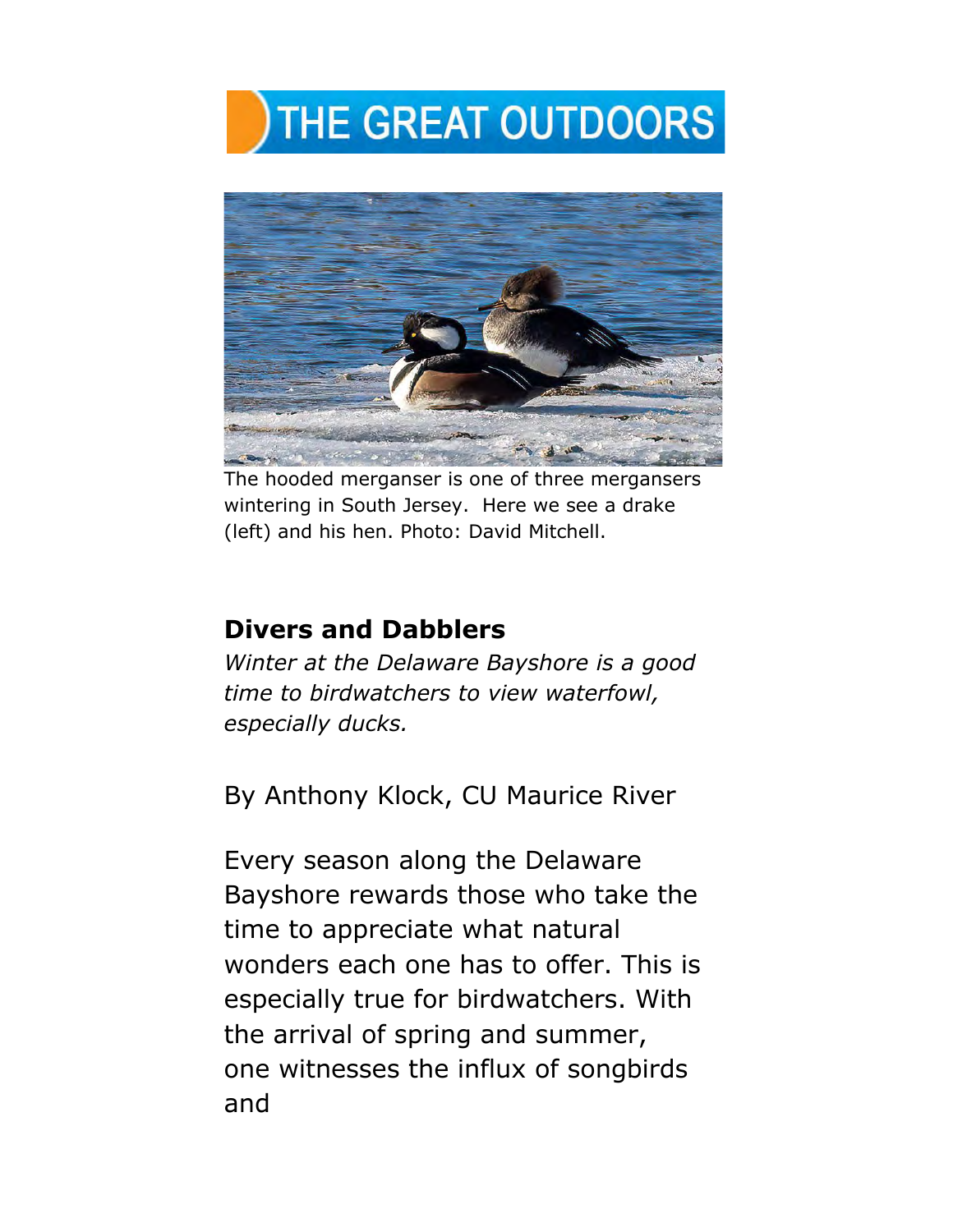# THE GREAT OUTDOORS

The hooded merganser is one of three mergansers wintering in South Jersey. Here we see a drake (left) and his hen. Photo: David Mitchell.

## Divers and Dabblers

*Winter at the Delaware Bayshore is a good time to birdwatchers to view waterfowl, especially ducks.*

By Anthony Klock, CU Maurice River

Every season along the Delaware Bayshore rewards those who take the time to appreciate what natural wonders each one has to offer. This is especially true for birdwatchers. With the arrival of spring and summer, one witnesses the influx of songbirds and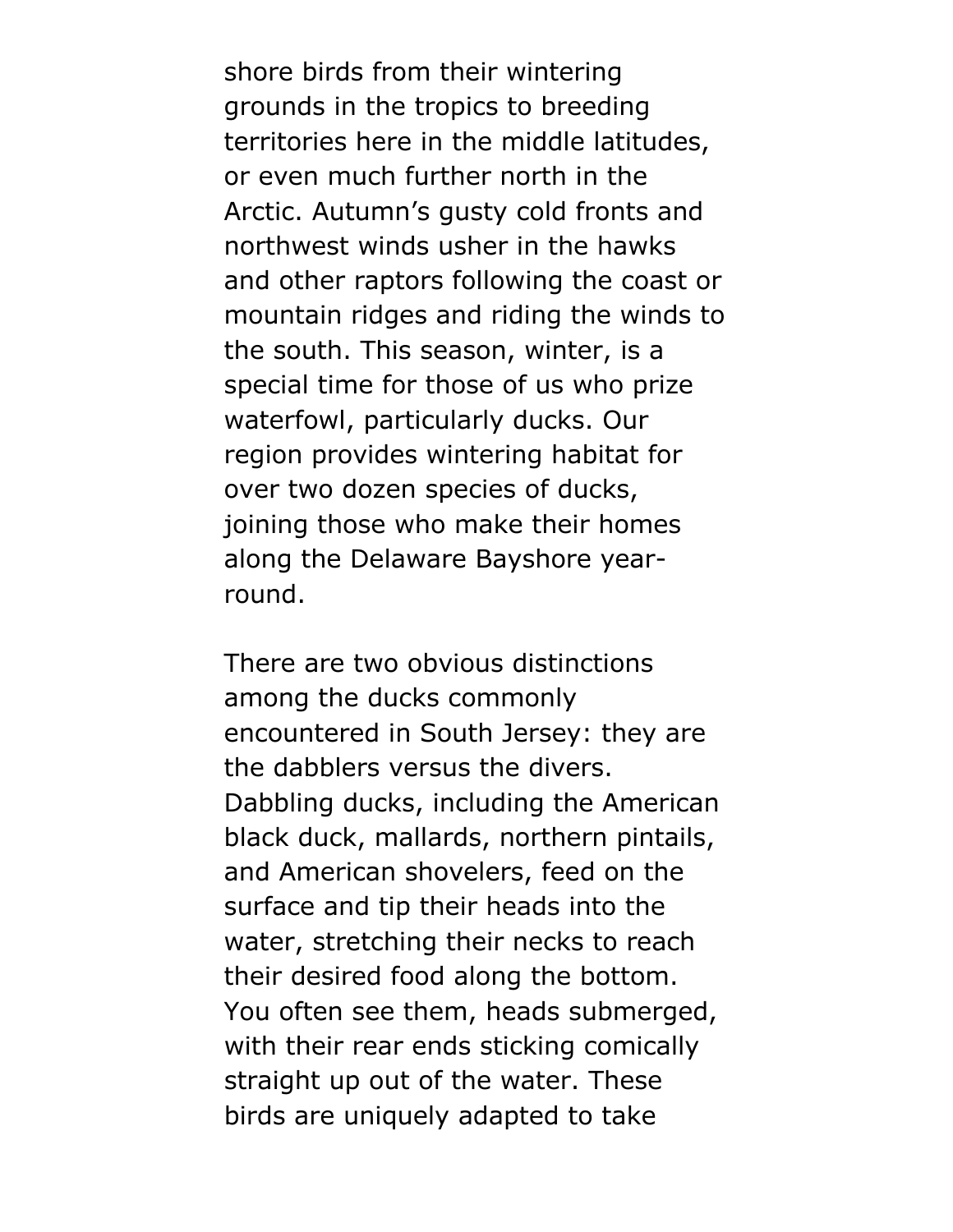shore birds from their wintering grounds in the tropics to breeding territories here in the middle latitudes, or even much further north in the Arctic. Autumn's gusty cold fronts and northwest winds usher in the hawks and other raptors following the coast or mountain ridges and riding the winds to the south. This season, winter, is a special time for those of us who prize waterfowl, particularly ducks. Our region provides wintering habitat for over two dozen species of ducks, joining those who make their homes along the Delaware Bayshore year-round.

There are two obvious distinctions among the ducks commonly encountered in South Jersey: they are the dabblers versus the divers. Dabbling ducks, including the American black duck, mallards, northern pintails, and American shovelers, feed on the surface and tip their heads into the water, stretching their necks to reach their desired food along the bottom. You often see them, heads submerged, with their rear ends sticking comically straight up out of the water. These birds are uniquely adapted to take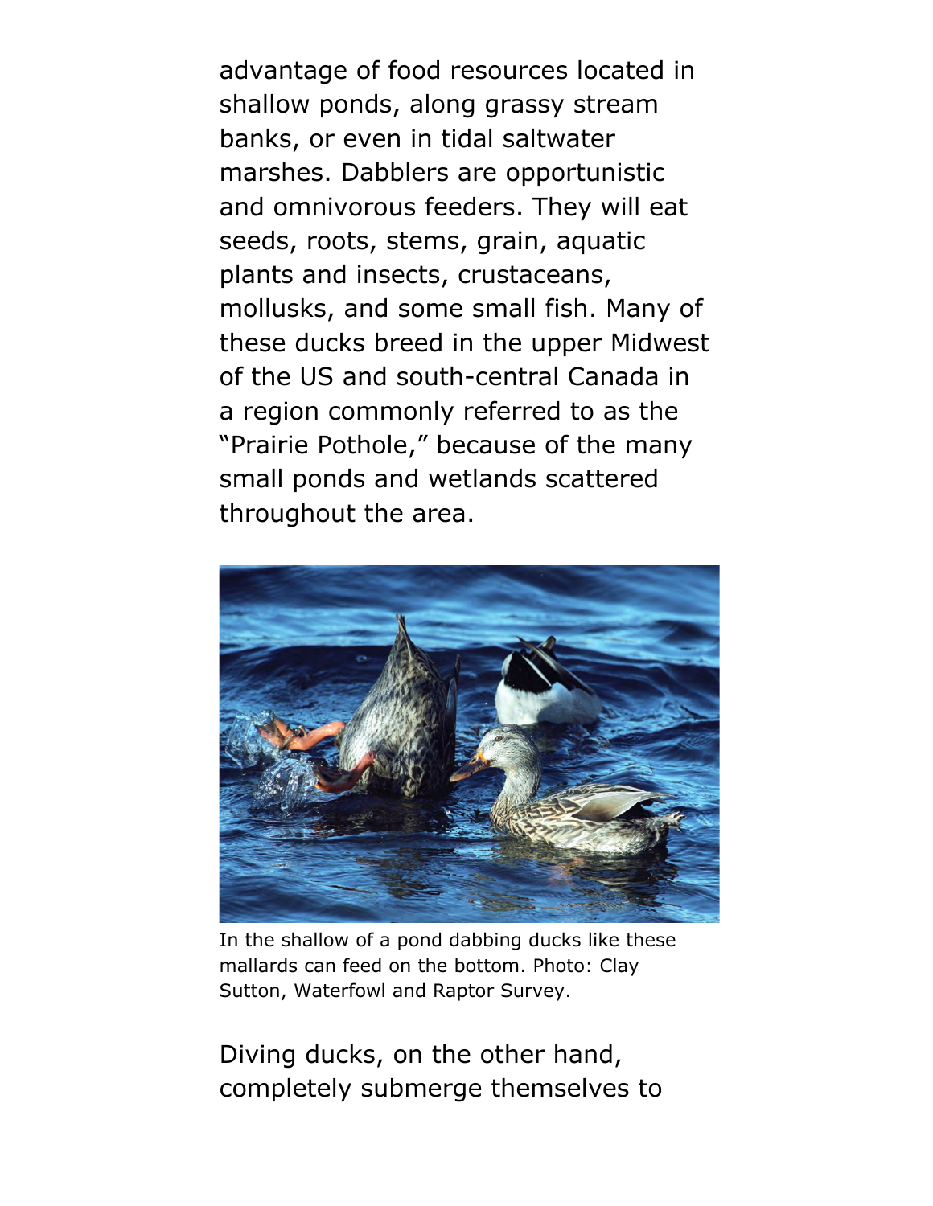advantage of food resources located in shallow ponds, along grassy stream banks, or even in tidal saltwater marshes. Dabblers are opportunistic and omnivorous feeders. They will eat seeds, roots, stems, grain, aquatic plants and insects, crustaceans, mollusks, and some small fish. Many of these ducks breed in the upper Midwest of the US and south-central Canada in a region commonly referred to as the "Prairie Pothole," because of the many small ponds and wetlands scattered throughout the area.

In the shallow of a pond dabbing ducks like these mallards can feed on the bottom. Photo: Clay Sutton, Waterfowl and Raptor Survey.

Diving ducks, on the other hand, completely submerge themselves to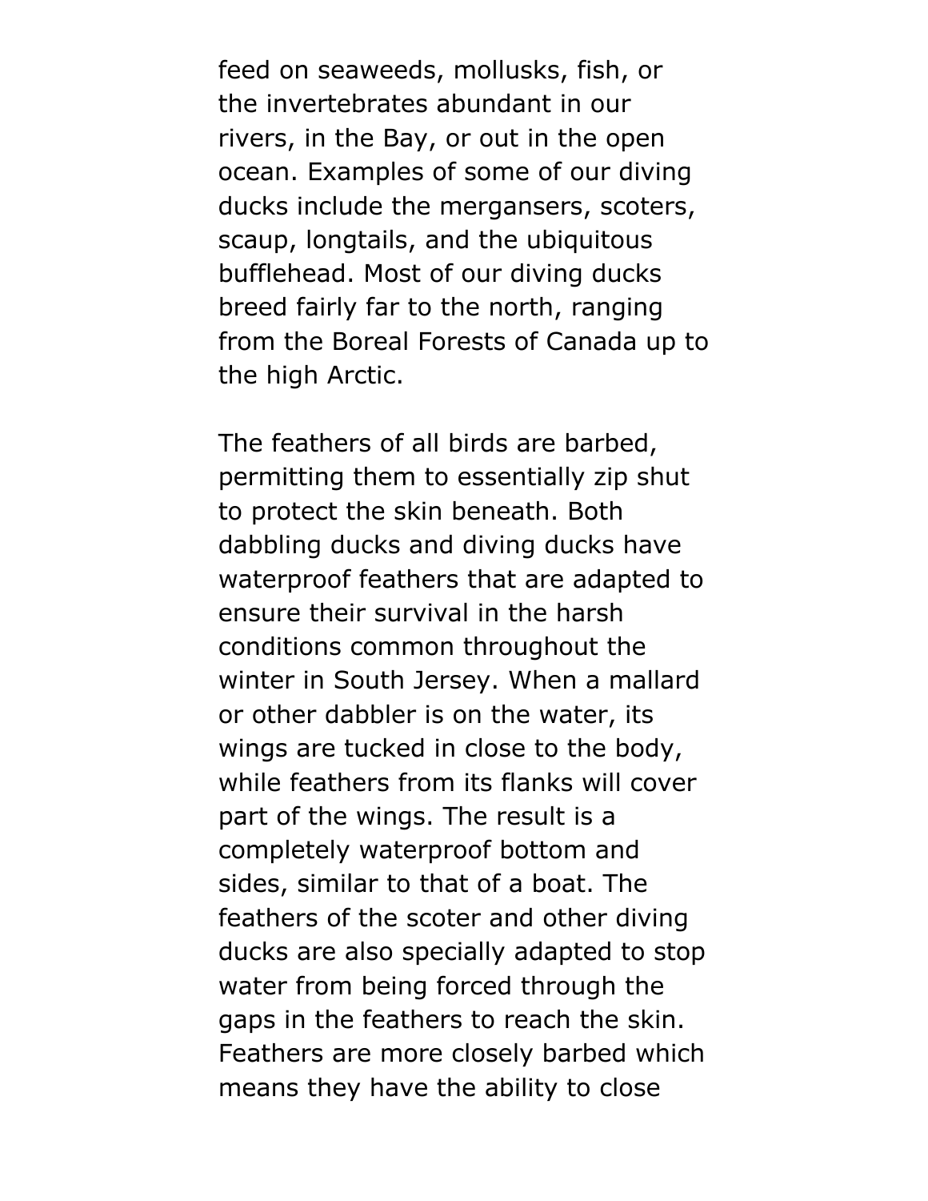feed on seaweeds, mollusks, fish, or the invertebrates abundant in our rivers, in the Bay, or out in the open ocean. Examples of some of our diving ducks include the mergansers, scoters, scaup, longtails, and the ubiquitous bufflehead. Most of our diving ducks breed fairly far to the north, ranging from the Boreal Forests of Canada up to the high Arctic.

The feathers of all birds are barbed, permitting them to essentially zip shut to protect the skin beneath. Both dabbling ducks and diving ducks have waterproof feathers that are adapted to ensure their survival in the harsh conditions common throughout the winter in South Jersey. When a mallard or other dabbler is on the water, its wings are tucked in close to the body, while feathers from its flanks will cover part of the wings. The result is a completely waterproof bottom and sides, similar to that of a boat. The feathers of the scoter and other diving ducks are also specially adapted to stop water from being forced through the gaps in the feathers to reach the skin. Feathers are more closely barbed which means they have the ability to close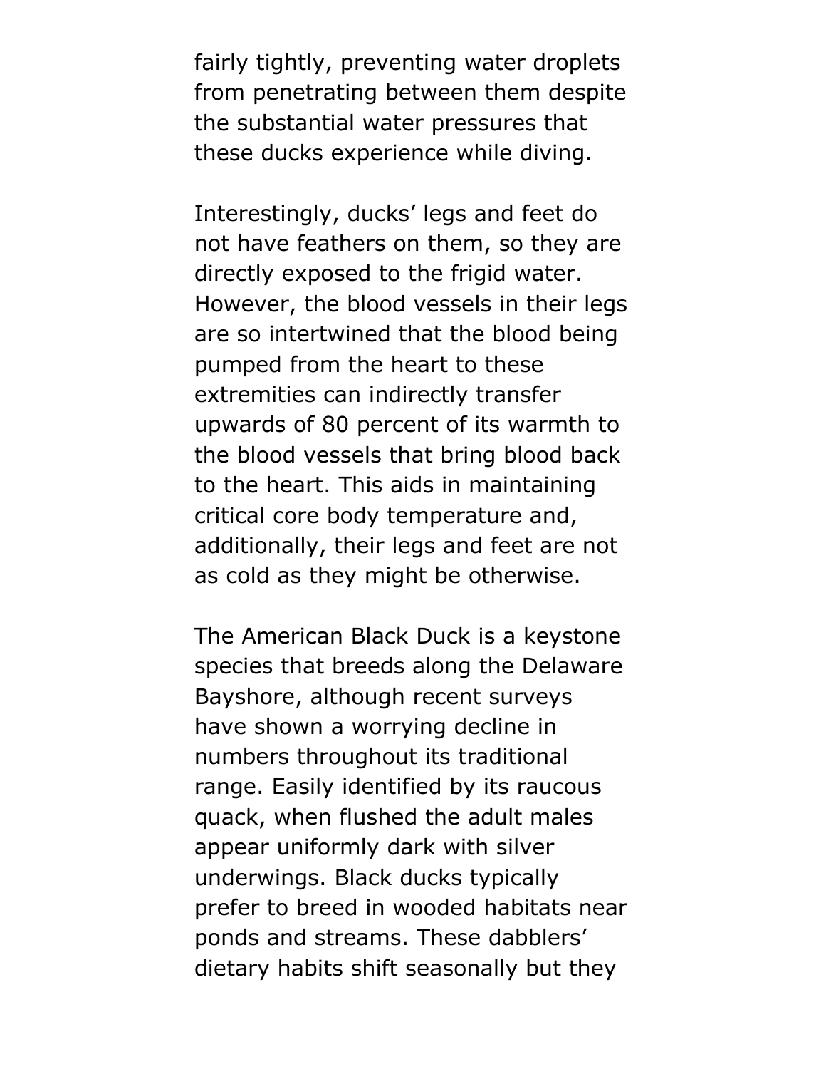fairly tightly, preventing water droplets from penetrating between them despite the substantial water pressures that these ducks experience while diving.

Interestingly, ducks' legs and feet do not have feathers on them, so they are directly exposed to the frigid water. However, the blood vessels in their legs are so intertwined that the blood being pumped from the heart to these extremities can indirectly transfer upwards of 80 percent of its warmth to the blood vessels that bring blood back to the heart. This aids in maintaining critical core body temperature and, additionally, their legs and feet are not as cold as they might be otherwise.

The American Black Duck is a keystone species that breeds along the Delaware Bayshore, although recent surveys have shown a worrying decline in numbers throughout its traditional range. Easily identified by its raucous quack, when flushed the adult males appear uniformly dark with silver underwings. Black ducks typically prefer to breed in wooded habitats near ponds and streams. These dabblers' dietary habits shift seasonally but they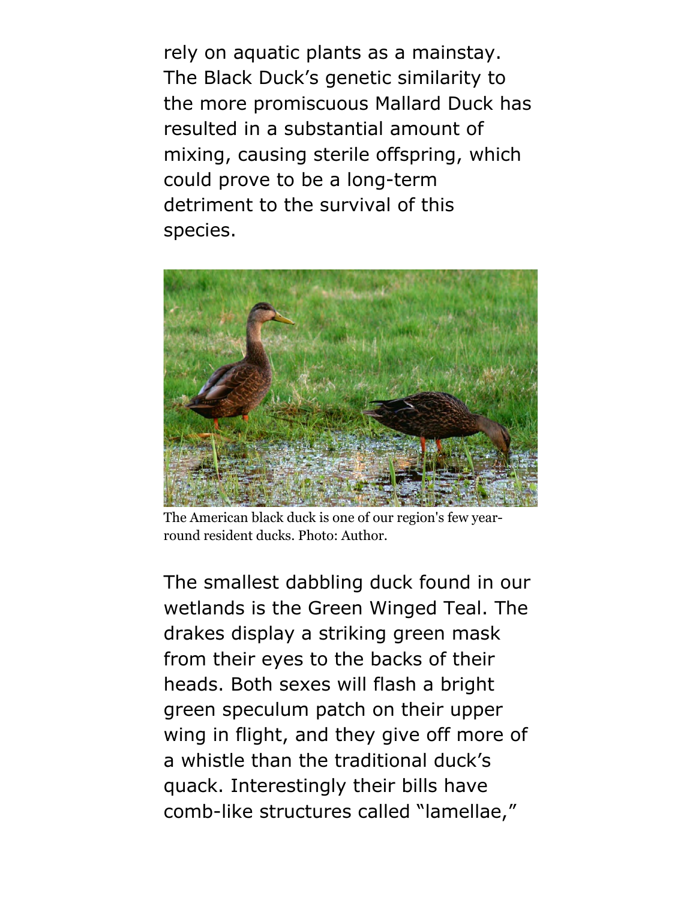rely on aquatic plants as a mainstay. The Black Duck's genetic similarity to the more promiscuous Mallard Duck has resulted in a substantial amount of mixing, causing sterile offspring, which could prove to be a long-term detriment to the survival of this species.

The American black duck is one of our region's few year-round resident ducks. Photo: Author.

The smallest dabbling duck found in our wetlands is the Green Winged Teal. The drakes display a striking green mask from their eyes to the backs of their heads. Both sexes will flash a bright green speculum patch on their upper wing in flight, and they give off more of a whistle than the traditional duck's quack. Interestingly their bills have comb-like structures called "lamellae,"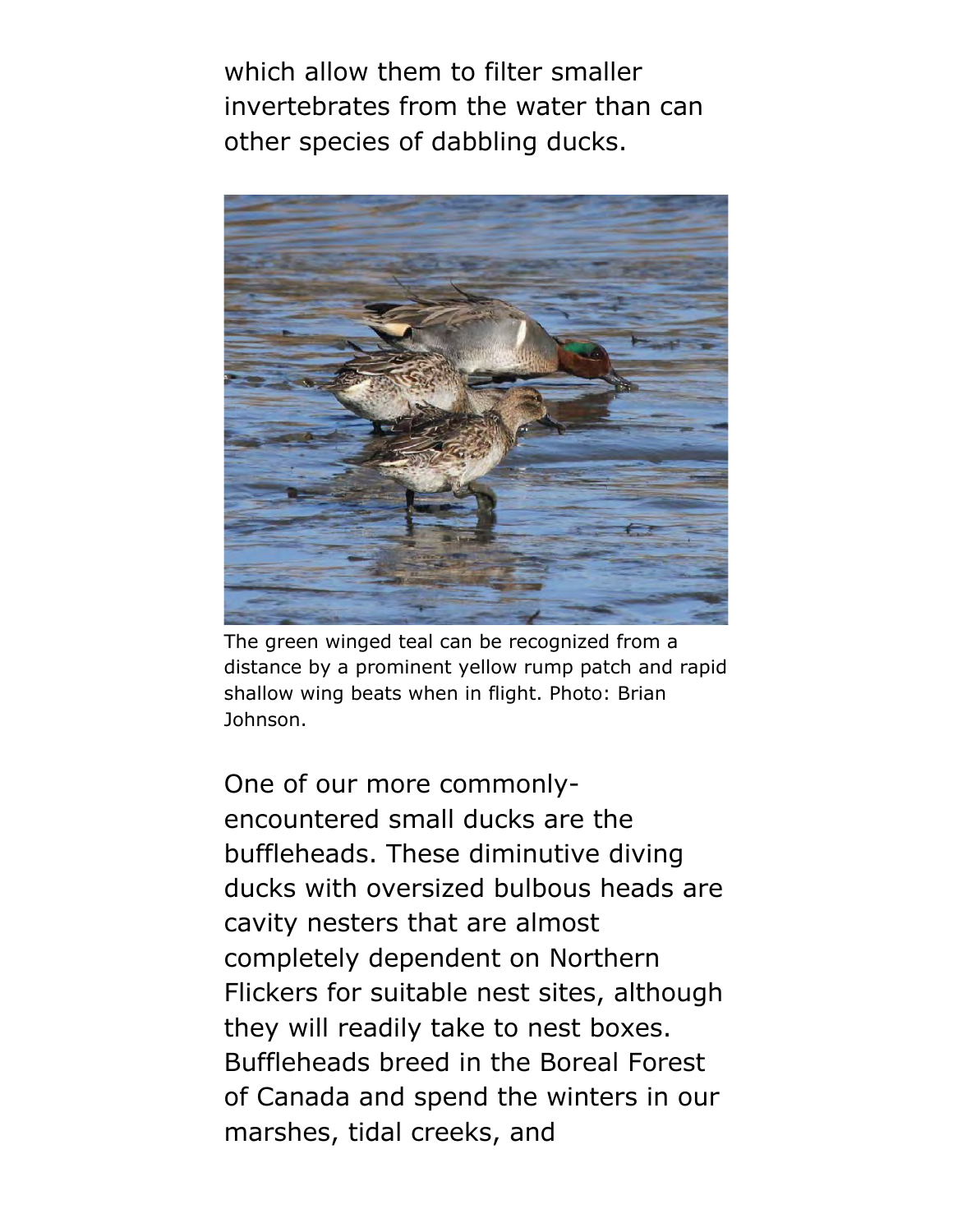which allow them to filter smaller invertebrates from the water than can other species of dabbling ducks.

The green winged teal can be recognized from a distance by a prominent yellow rump patch and rapid shallow wing beats when in flight. Photo: Brian Johnson.

One of our more commonly-encountered small ducks are the buffleheads. These diminutive diving ducks with oversized bulbous heads are cavity nesters that are almost completely dependent on Northern Flickers for suitable nest sites, although they will readily take to nest boxes. Buffleheads breed in the Boreal Forest of Canada and spend the winters in our marshes, tidal creeks, and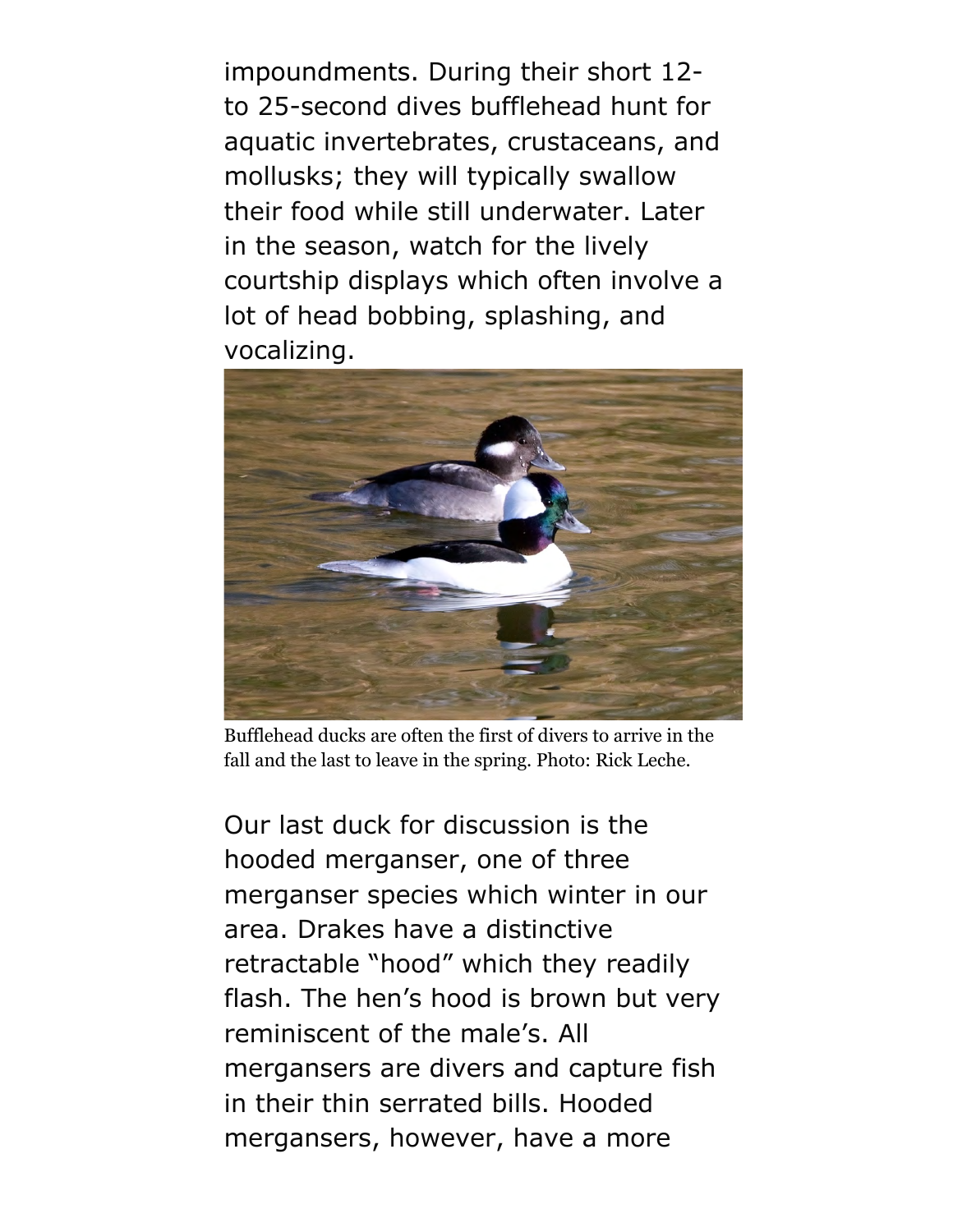impoundments. During their short 12- to 25-second dives bufflehead hunt for aquatic invertebrates, crustaceans, and mollusks; they will typically swallow their food while still underwater. Later in the season, watch for the lively courtship displays which often involve a lot of head bobbing, splashing, and vocalizing.

Bufflehead ducks are often the first of divers to arrive in the fall and the last to leave in the spring. Photo: Rick Leche.

Our last duck for discussion is the hooded merganser, one of three merganser species which winter in our area. Drakes have a distinctive retractable "hood" which they readily flash. The hen's hood is brown but very reminiscent of the male's. All mergansers are divers and capture fish in their thin serrated bills. Hooded mergansers, however, have a more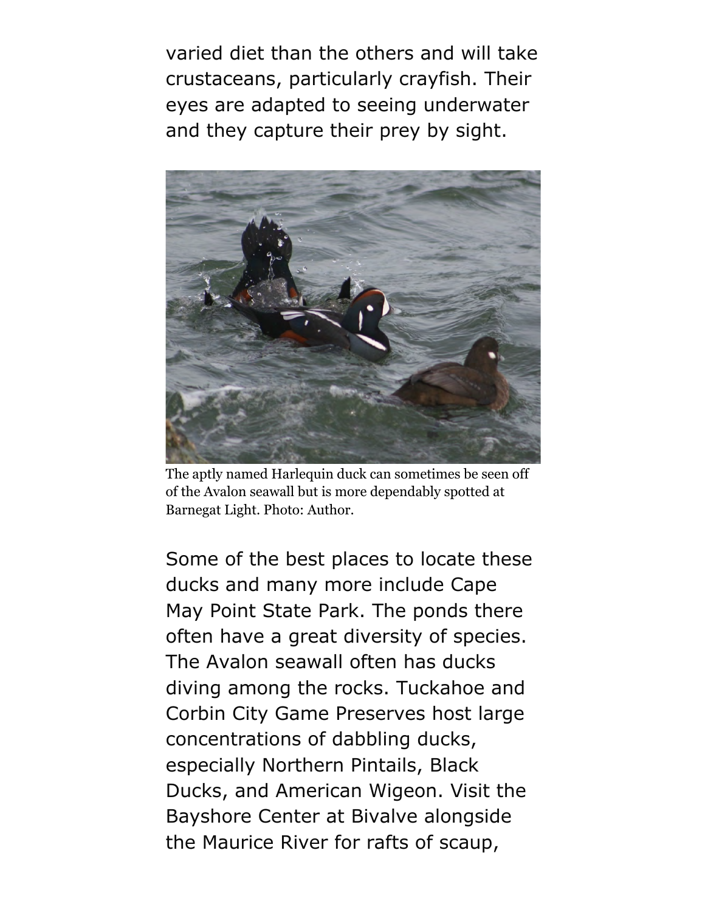varied diet than the others and will take crustaceans, particularly crayfish. Their eyes are adapted to seeing underwater and they capture their prey by sight.

The aptly named Harlequin duck can sometimes be seen off of the Avalon seawall but is more dependably spotted at Barnegat Light. Photo: Author.

Some of the best places to locate these ducks and many more include Cape May Point State Park. The ponds there often have a great diversity of species. The Avalon seawall often has ducks diving among the rocks. Tuckahoe and Corbin City Game Preserves host large concentrations of dabbling ducks, especially Northern Pintails, Black Ducks, and American Wigeon. Visit the Bayshore Center at Bivalve alongside the Maurice River for rafts of scaup,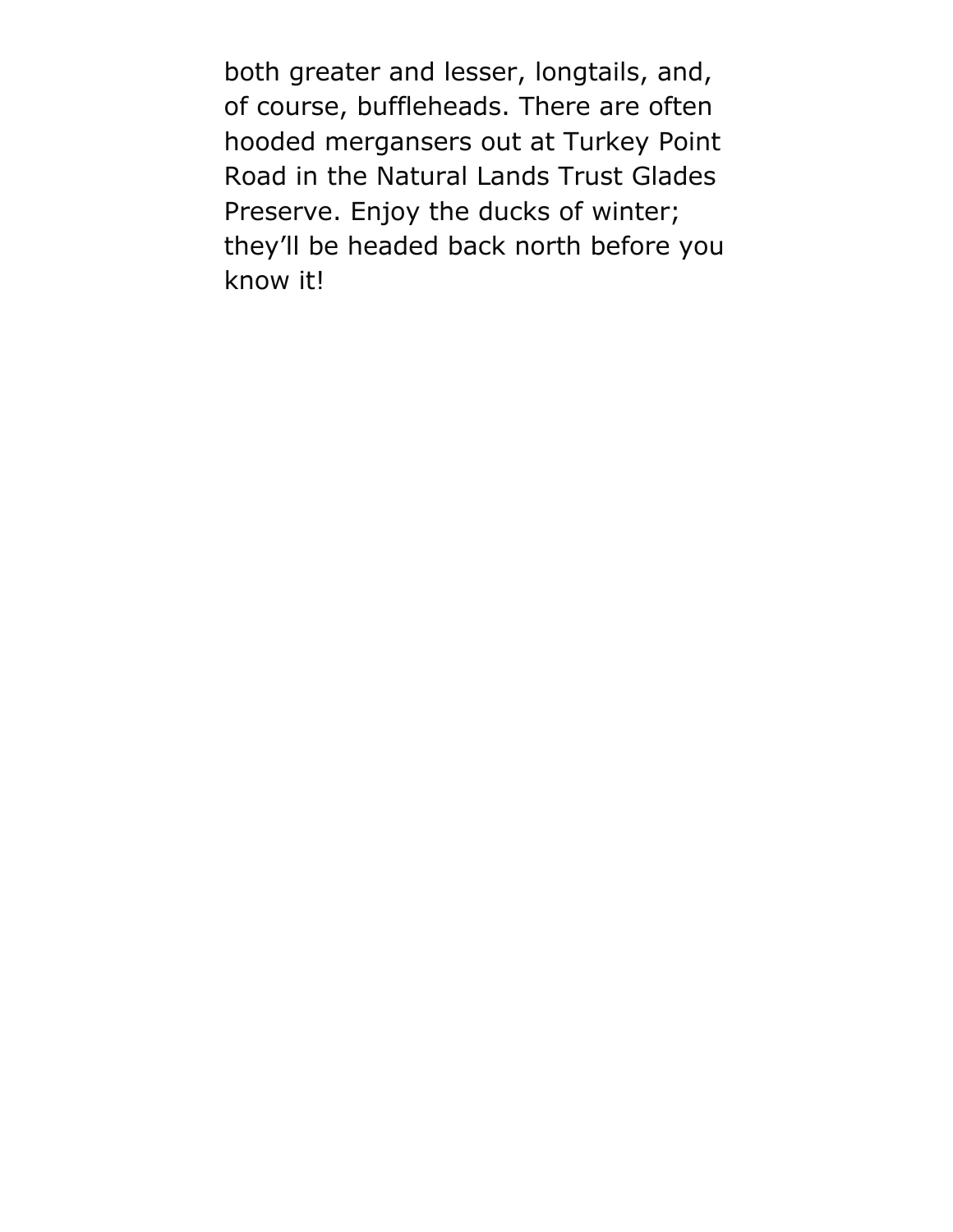both greater and lesser, longtails, and, of course, buffleheads. There are often hooded mergansers out at Turkey Point Road in the Natural Lands Trust Glades Preserve. Enjoy the ducks of winter; they’ll be headed back north before you know it!